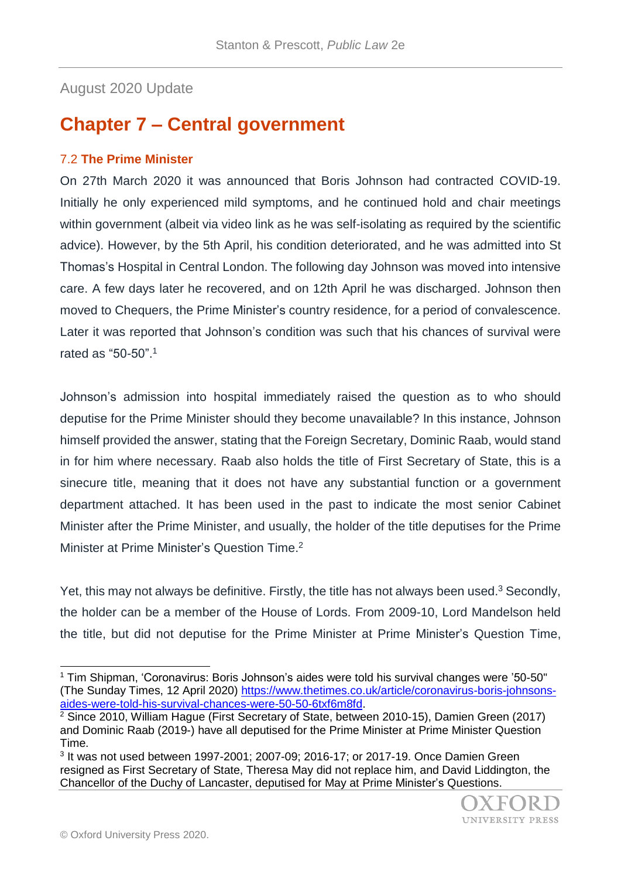August 2020 Update

# Chapter 7 – Central government

### 7.2 The Prime Minister

On 27th March 2020 it was announced that Boris Johnson had contracted COVID-19. Initially he only experienced mild symptoms, and he continued hold and chair meetings within government (albeit via video link as he was self-isolating as required by the scientific advice). However, by the 5th April, his condition deteriorated, and he was admitted into St Thomas's Hospital in Central London. The following day Johnson was moved into intensive care. A few days later he recovered, and on 12th April he was discharged. Johnson then moved to Chequers, the Prime Minister's country residence, for a period of convalescence. Later it was reported that Johnson's condition was such that his chances of survival were rated as "50-50".[1]

Johnson's admission into hospital immediately raised the question as to who should deputise for the Prime Minister should they become unavailable? In this instance, Johnson himself provided the answer, stating that the Foreign Secretary, Dominic Raab, would stand in for him where necessary. Raab also holds the title of First Secretary of State, this is a sinecure title, meaning that it does not have any substantial function or a government department attached. It has been used in the past to indicate the most senior Cabinet Minister after the Prime Minister, and usually, the holder of the title deputises for the Prime Minister at Prime Minister's Question Time.[2]

Yet, this may not always be definitive. Firstly, the title has not always been used.[3] Secondly, the holder can be a member of the House of Lords. From 2009-10, Lord Mandelson held the title, but did not deputise for the Prime Minister at Prime Minister's Question Time,

---

[1] Tim Shipman, 'Coronavirus: Boris Johnson's aides were told his survival changes were '50-50" (The Sunday Times, 12 April 2020) https://www.thetimes.co.uk/article/coronavirus-boris-johnsons-aides-were-told-his-survival-chances-were-50-50-6txf6m8fd.

[2] Since 2010, William Hague (First Secretary of State, between 2010-15), Damien Green (2017) and Dominic Raab (2019-) have all deputised for the Prime Minister at Prime Minister Question Time.

[3] It was not used between 1997-2001; 2007-09; 2016-17; or 2017-19. Once Damien Green resigned as First Secretary of State, Theresa May did not replace him, and David Liddington, the Chancellor of the Duchy of Lancaster, deputised for May at Prime Minister's Questions.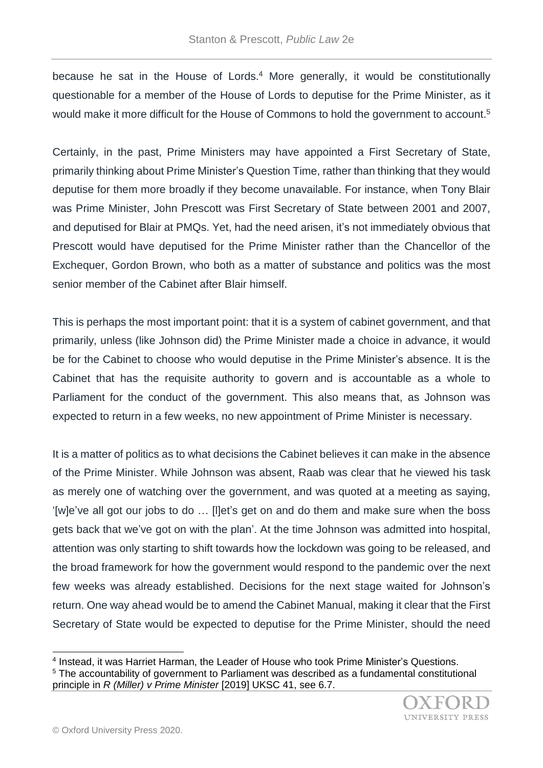because he sat in the House of Lords.[4] More generally, it would be constitutionally questionable for a member of the House of Lords to deputise for the Prime Minister, as it would make it more difficult for the House of Commons to hold the government to account.[5]

Certainly, in the past, Prime Ministers may have appointed a First Secretary of State, primarily thinking about Prime Minister's Question Time, rather than thinking that they would deputise for them more broadly if they become unavailable. For instance, when Tony Blair was Prime Minister, John Prescott was First Secretary of State between 2001 and 2007, and deputised for Blair at PMQs. Yet, had the need arisen, it's not immediately obvious that Prescott would have deputised for the Prime Minister rather than the Chancellor of the Exchequer, Gordon Brown, who both as a matter of substance and politics was the most senior member of the Cabinet after Blair himself.

This is perhaps the most important point: that it is a system of cabinet government, and that primarily, unless (like Johnson did) the Prime Minister made a choice in advance, it would be for the Cabinet to choose who would deputise in the Prime Minister's absence. It is the Cabinet that has the requisite authority to govern and is accountable as a whole to Parliament for the conduct of the government. This also means that, as Johnson was expected to return in a few weeks, no new appointment of Prime Minister is necessary.

It is a matter of politics as to what decisions the Cabinet believes it can make in the absence of the Prime Minister. While Johnson was absent, Raab was clear that he viewed his task as merely one of watching over the government, and was quoted at a meeting as saying, '[w]e've all got our jobs to do … [l]et's get on and do them and make sure when the boss gets back that we've got on with the plan'. At the time Johnson was admitted into hospital, attention was only starting to shift towards how the lockdown was going to be released, and the broad framework for how the government would respond to the pandemic over the next few weeks was already established. Decisions for the next stage waited for Johnson's return. One way ahead would be to amend the Cabinet Manual, making it clear that the First Secretary of State would be expected to deputise for the Prime Minister, should the need

[4] Instead, it was Harriet Harman, the Leader of House who took Prime Minister's Questions.

[5] The accountability of government to Parliament was described as a fundamental constitutional principle in *R (Miller) v Prime Minister* [2019] UKSC 41, see 6.7.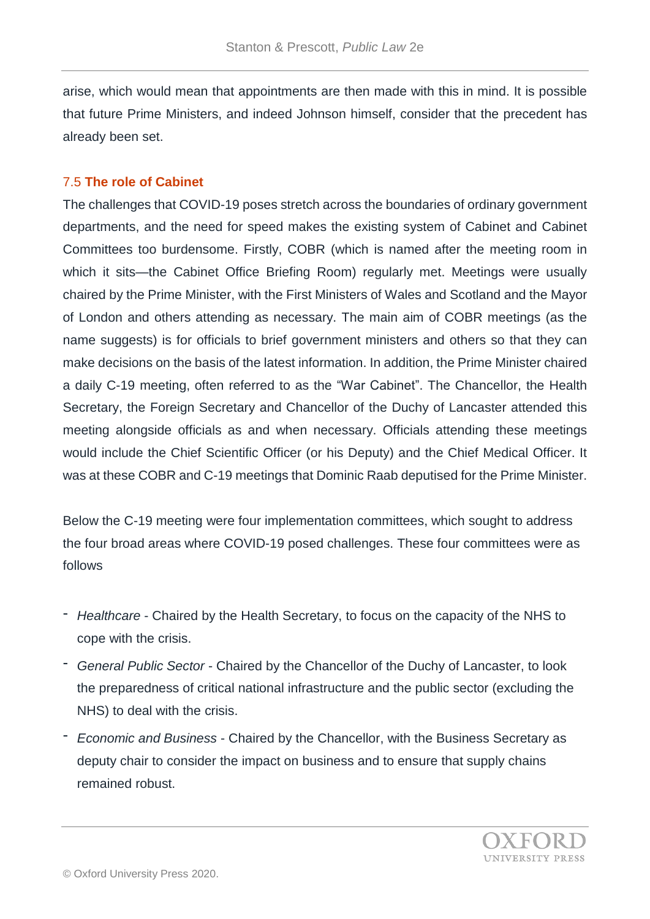arise, which would mean that appointments are then made with this in mind. It is possible that future Prime Ministers, and indeed Johnson himself, consider that the precedent has already been set.

## 7.5 The role of Cabinet

The challenges that COVID-19 poses stretch across the boundaries of ordinary government departments, and the need for speed makes the existing system of Cabinet and Cabinet Committees too burdensome. Firstly, COBR (which is named after the meeting room in which it sits—the Cabinet Office Briefing Room) regularly met. Meetings were usually chaired by the Prime Minister, with the First Ministers of Wales and Scotland and the Mayor of London and others attending as necessary. The main aim of COBR meetings (as the name suggests) is for officials to brief government ministers and others so that they can make decisions on the basis of the latest information. In addition, the Prime Minister chaired a daily C-19 meeting, often referred to as the "War Cabinet". The Chancellor, the Health Secretary, the Foreign Secretary and Chancellor of the Duchy of Lancaster attended this meeting alongside officials as and when necessary. Officials attending these meetings would include the Chief Scientific Officer (or his Deputy) and the Chief Medical Officer. It was at these COBR and C-19 meetings that Dominic Raab deputised for the Prime Minister.

Below the C-19 meeting were four implementation committees, which sought to address the four broad areas where COVID-19 posed challenges. These four committees were as follows

- *Healthcare* - Chaired by the Health Secretary, to focus on the capacity of the NHS to cope with the crisis.
- *General Public Sector* - Chaired by the Chancellor of the Duchy of Lancaster, to look the preparedness of critical national infrastructure and the public sector (excluding the NHS) to deal with the crisis.
- *Economic and Business* - Chaired by the Chancellor, with the Business Secretary as deputy chair to consider the impact on business and to ensure that supply chains remained robust.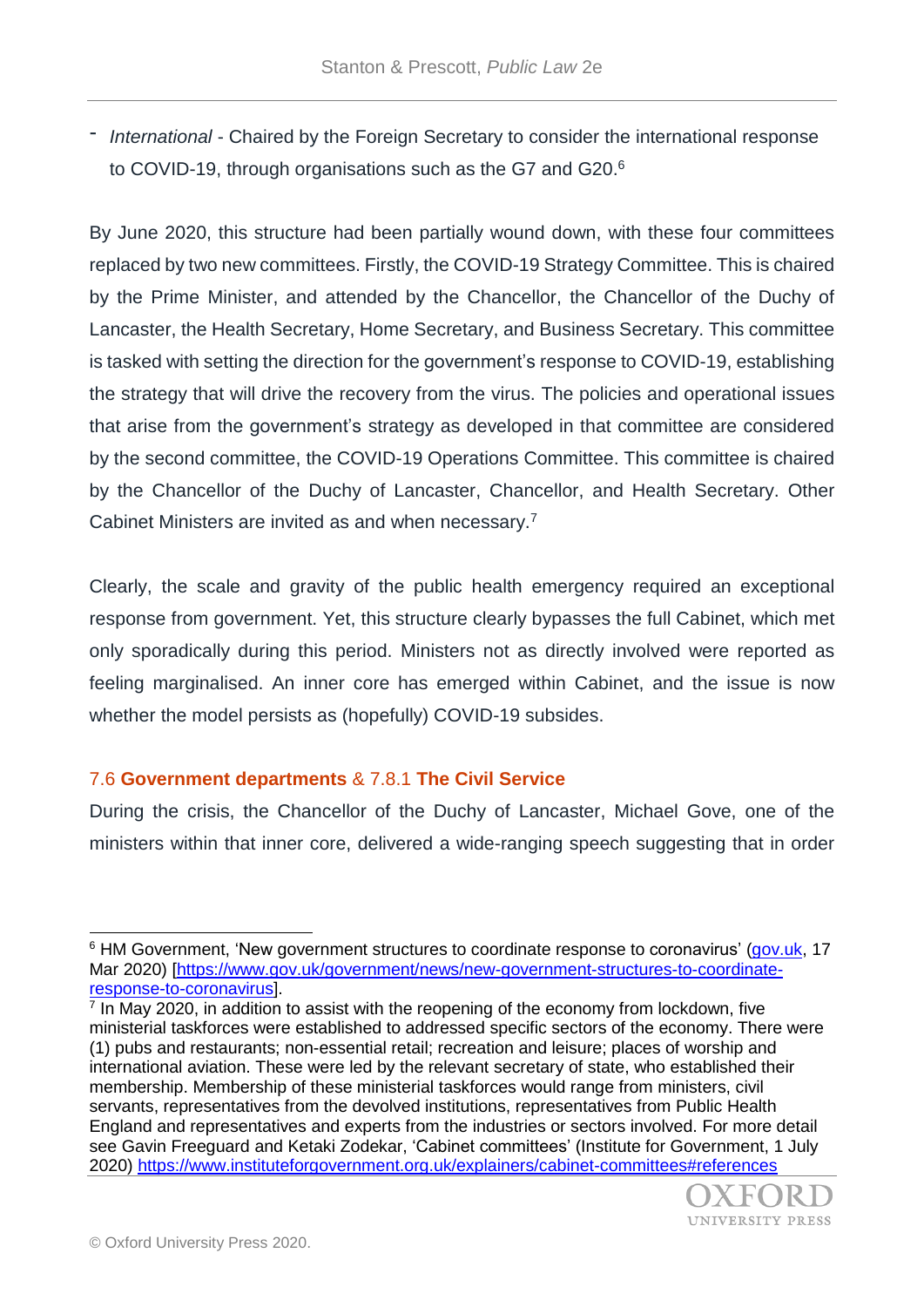- *International* - Chaired by the Foreign Secretary to consider the international response to COVID-19, through organisations such as the G7 and G20.[6]

By June 2020, this structure had been partially wound down, with these four committees replaced by two new committees. Firstly, the COVID-19 Strategy Committee. This is chaired by the Prime Minister, and attended by the Chancellor, the Chancellor of the Duchy of Lancaster, the Health Secretary, Home Secretary, and Business Secretary. This committee is tasked with setting the direction for the government's response to COVID-19, establishing the strategy that will drive the recovery from the virus. The policies and operational issues that arise from the government's strategy as developed in that committee are considered by the second committee, the COVID-19 Operations Committee. This committee is chaired by the Chancellor of the Duchy of Lancaster, Chancellor, and Health Secretary. Other Cabinet Ministers are invited as and when necessary.[7]

Clearly, the scale and gravity of the public health emergency required an exceptional response from government. Yet, this structure clearly bypasses the full Cabinet, which met only sporadically during this period. Ministers not as directly involved were reported as feeling marginalised. An inner core has emerged within Cabinet, and the issue is now whether the model persists as (hopefully) COVID-19 subsides.

## 7.6 **Government departments** & 7.8.1 **The Civil Service**

During the crisis, the Chancellor of the Duchy of Lancaster, Michael Gove, one of the ministers within that inner core, delivered a wide-ranging speech suggesting that in order

---

[6] HM Government, 'New government structures to coordinate response to coronavirus' (gov.uk, 17 Mar 2020) [https://www.gov.uk/government/news/new-government-structures-to-coordinate-response-to-coronavirus].

[7] In May 2020, in addition to assist with the reopening of the economy from lockdown, five ministerial taskforces were established to addressed specific sectors of the economy. There were (1) pubs and restaurants; non-essential retail; recreation and leisure; places of worship and international aviation. These were led by the relevant secretary of state, who established their membership. Membership of these ministerial taskforces would range from ministers, civil servants, representatives from the devolved institutions, representatives from Public Health England and representatives and experts from the industries or sectors involved. For more detail see Gavin Freeguard and Ketaki Zodekar, 'Cabinet committees' (Institute for Government, 1 July 2020) https://www.instituteforgovernment.org.uk/explainers/cabinet-committees#references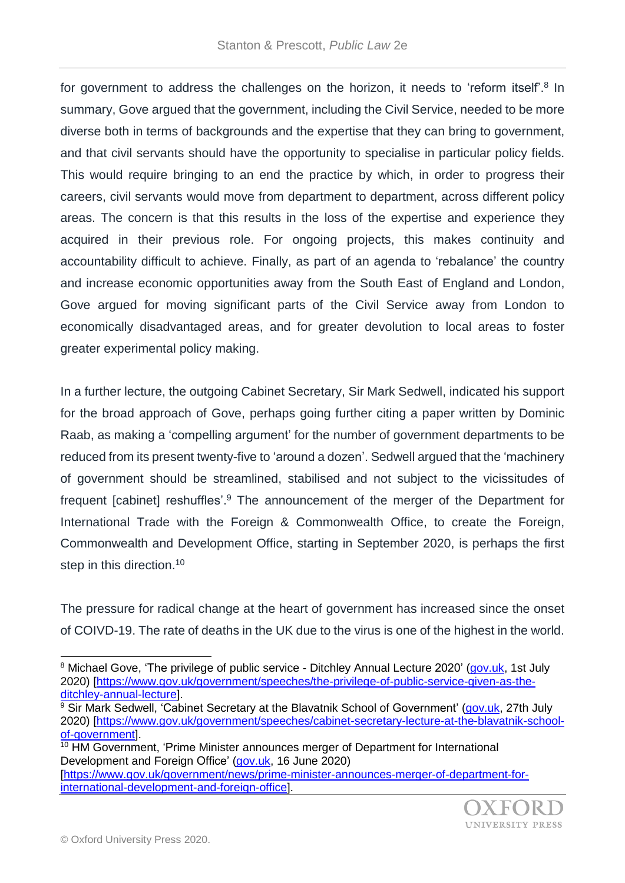for government to address the challenges on the horizon, it needs to 'reform itself'.[8] In summary, Gove argued that the government, including the Civil Service, needed to be more diverse both in terms of backgrounds and the expertise that they can bring to government, and that civil servants should have the opportunity to specialise in particular policy fields. This would require bringing to an end the practice by which, in order to progress their careers, civil servants would move from department to department, across different policy areas. The concern is that this results in the loss of the expertise and experience they acquired in their previous role. For ongoing projects, this makes continuity and accountability difficult to achieve. Finally, as part of an agenda to 'rebalance' the country and increase economic opportunities away from the South East of England and London, Gove argued for moving significant parts of the Civil Service away from London to economically disadvantaged areas, and for greater devolution to local areas to foster greater experimental policy making.

In a further lecture, the outgoing Cabinet Secretary, Sir Mark Sedwell, indicated his support for the broad approach of Gove, perhaps going further citing a paper written by Dominic Raab, as making a 'compelling argument' for the number of government departments to be reduced from its present twenty-five to 'around a dozen'. Sedwell argued that the 'machinery of government should be streamlined, stabilised and not subject to the vicissitudes of frequent [cabinet] reshuffles'.[9] The announcement of the merger of the Department for International Trade with the Foreign & Commonwealth Office, to create the Foreign, Commonwealth and Development Office, starting in September 2020, is perhaps the first step in this direction.[10]

The pressure for radical change at the heart of government has increased since the onset of COIVD-19. The rate of deaths in the UK due to the virus is one of the highest in the world.

---

[8] Michael Gove, 'The privilege of public service - Ditchley Annual Lecture 2020' (gov.uk, 1st July 2020) [https://www.gov.uk/government/speeches/the-privilege-of-public-service-given-as-the-ditchley-annual-lecture].

[9] Sir Mark Sedwell, 'Cabinet Secretary at the Blavatnik School of Government' (gov.uk, 27th July 2020) [https://www.gov.uk/government/speeches/cabinet-secretary-lecture-at-the-blavatnik-school-of-government].

[10] HM Government, 'Prime Minister announces merger of Department for International Development and Foreign Office' (gov.uk, 16 June 2020) [https://www.gov.uk/government/news/prime-minister-announces-merger-of-department-for-international-development-and-foreign-office].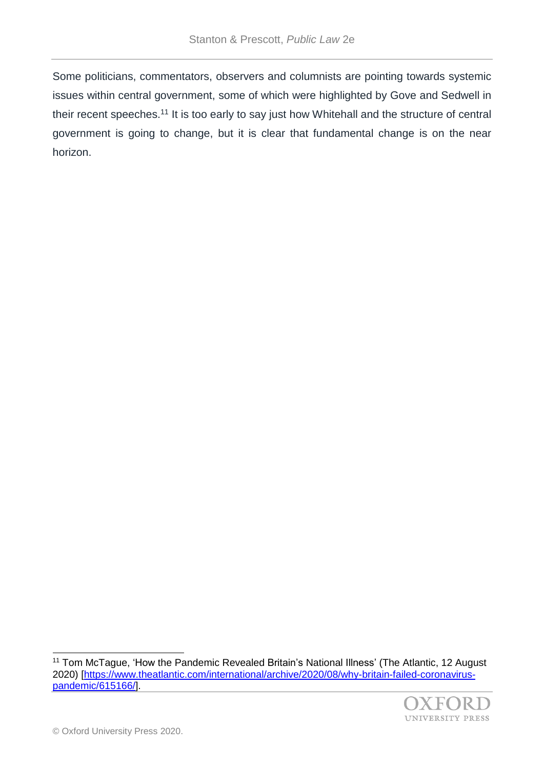Some politicians, commentators, observers and columnists are pointing towards systemic issues within central government, some of which were highlighted by Gove and Sedwell in their recent speeches.[11] It is too early to say just how Whitehall and the structure of central government is going to change, but it is clear that fundamental change is on the near horizon.

[11] Tom McTague, 'How the Pandemic Revealed Britain's National Illness' (The Atlantic, 12 August 2020) [https://www.theatlantic.com/international/archive/2020/08/why-britain-failed-coronavirus-pandemic/615166/].

© Oxford University Press 2020.